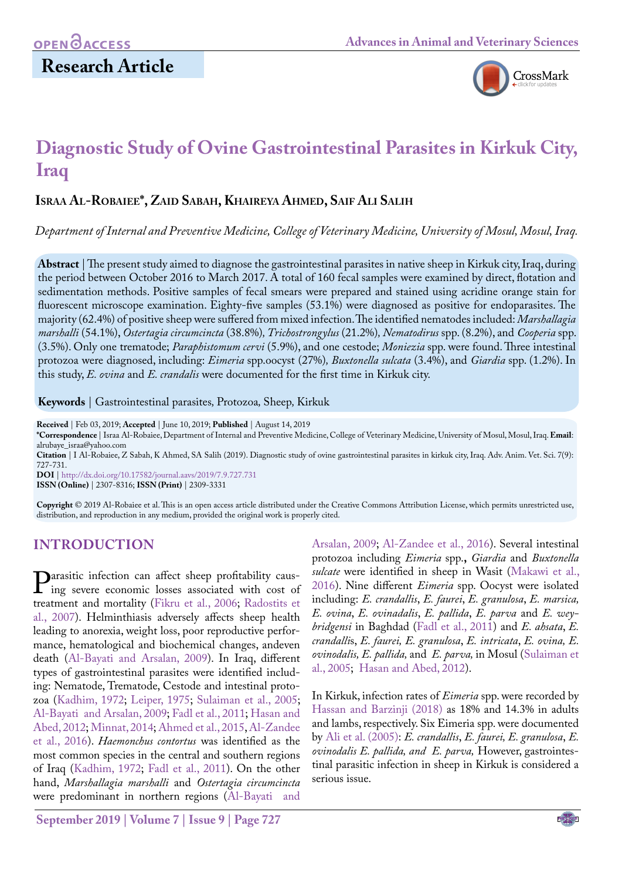Research Article

# Diagnostic Study of Ovine Gastrointestinal Parasites in Kirkuk City, Iraq

**Israa Al-Robaiee*, Zaid Sabah, Khaireya Ahmed, Saif Ali Salih**

*Department of Internal and Preventive Medicine, College of Veterinary Medicine, University of Mosul, Mosul, Iraq.*

**Abstract** | The present study aimed to diagnose the gastrointestinal parasites in native sheep in Kirkuk city, Iraq, during the period between October 2016 to March 2017. A total of 160 fecal samples were examined by direct, flotation and sedimentation methods. Positive samples of fecal smears were prepared and stained using acridine orange stain for fluorescent microscope examination. Eighty-five samples (53.1%) were diagnosed as positive for endoparasites. The majority (62.4%) of positive sheep were suffered from mixed infection. The identified nematodes included: *Marshallagia marshalli* (54.1%), *Ostertagia circumcincta* (38.8%), *Trichostrongylus* (21.2%), *Nematodirus* spp. (8.2%), and *Cooperia* spp. (3.5%). Only one trematode; *Paraphistomum cervi* (5.9%), and one cestode; *Moniezia* spp. were found. Three intestinal protozoa were diagnosed, including: *Eimeria* spp.oocyst (27%), *Buxtonella sulcata* (3.4%), and *Giardia* spp. (1.2%). In this study, *E. ovina* and *E. crandalis* were documented for the first time in Kirkuk city.

**Keywords** | Gastrointestinal parasites, Protozoa, Sheep, Kirkuk

**Received** | Feb 03, 2019; **Accepted** | June 10, 2019; **Published** | August 14, 2019
***Correspondence** | Israa Al-Robaiee, Department of Internal and Preventive Medicine, College of Veterinary Medicine, University of Mosul, Mosul, Iraq. **Email**: alrubaye_israa@yahoo.com
**Citation** | I Al-Robaiee, Z Sabah, K Ahmed, SA Salih (2019). Diagnostic study of ovine gastrointestinal parasites in kirkuk city, Iraq. Adv. Anim. Vet. Sci. 7(9): 727-731.
**DOI** | http://dx.doi.org/10.17582/journal.aavs/2019/7.9.727.731
**ISSN (Online)** | 2307-8316; **ISSN (Print)** | 2309-3331

**Copyright** © 2019 Al-Robaiee et al. This is an open access article distributed under the Creative Commons Attribution License, which permits unrestricted use, distribution, and reproduction in any medium, provided the original work is properly cited.

## INTRODUCTION

Parasitic infection can affect sheep profitability causing severe economic losses associated with cost of treatment and mortality (Fikru et al., 2006; Radostits et al., 2007). Helminthiasis adversely affects sheep health leading to anorexia, weight loss, poor reproductive performance, hematological and biochemical changes, andeven death (Al-Bayati and Arsalan, 2009). In Iraq, different types of gastrointestinal parasites were identified including: Nematode, Trematode, Cestode and intestinal protozoa (Kadhim, 1972; Leiper, 1975; Sulaiman et al., 2005; Al-Bayati and Arsalan, 2009; Fadl et al., 2011; Hasan and Abed, 2012; Minnat, 2014; Ahmed et al., 2015, Al-Zandee et al., 2016). *Haemonchus contortus* was identified as the most common species in the central and southern regions of Iraq (Kadhim, 1972; Fadl et al., 2011). On the other hand, *Marshallagia marshalli* and *Ostertagia circumcincta* were predominant in northern regions (Al-Bayati and Arsalan, 2009; Al-Zandee et al., 2016). Several intestinal protozoa including *Eimeria* spp.**,** *Giardia* and *Buxtonella sulcate* were identified in sheep in Wasit (Makawi et al., 2016). Nine different *Eimeria* spp. Oocyst were isolated including: *E. crandallis*, *E. faurei*, *E. granulosa*, *E. marsica, E. ovina*, *E. ovinadalis*, *E. pallida*, *E. parva* and *E. weybridgensi* in Baghdad (Fadl et al., 2011) and *E. ahsata*, *E. crandalli*s, *E. faurei, E. granulosa*, *E. intricata*, *E. ovina, E. ovinodalis, E. pallida,* and *E. parva,* in Mosul (Sulaiman et al., 2005; Hasan and Abed, 2012).

In Kirkuk, infection rates of *Eimeria* spp. were recorded by Hassan and Barzinji (2018) as 18% and 14.3% in adults and lambs, respectively. Six Eimeria spp. were documented by Ali et al. (2005): *E. crandallis*, *E. faurei, E. granulosa*, *E. ovinodalis E. pallida, and E. parva,* However, gastrointestinal parasitic infection in sheep in Kirkuk is considered a serious issue.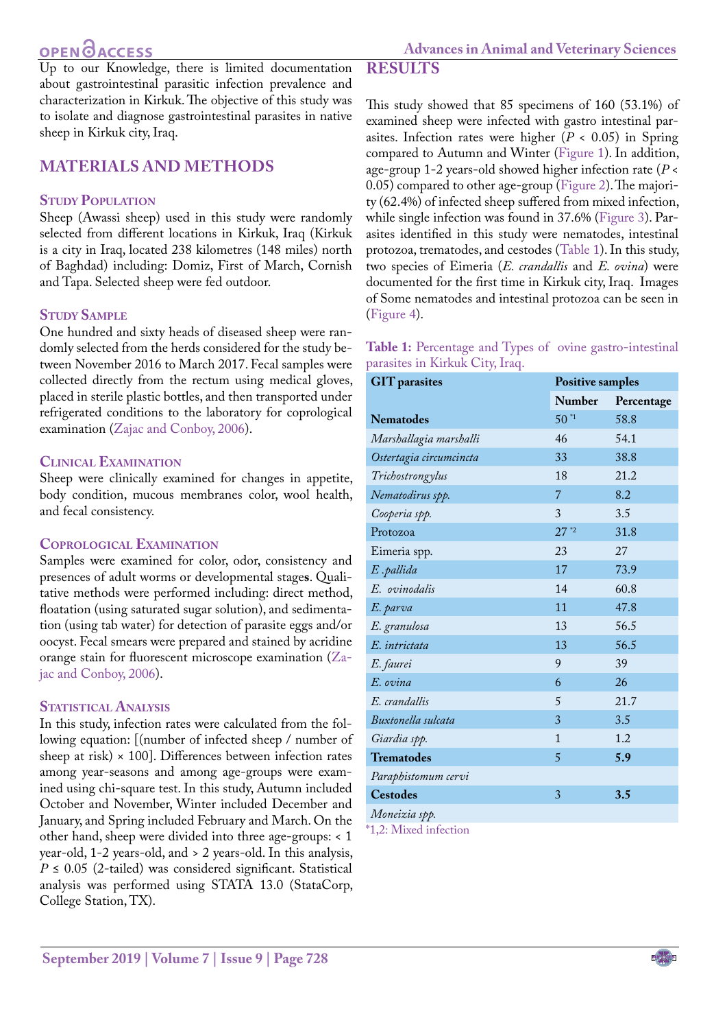Up to our Knowledge, there is limited documentation about gastrointestinal parasitic infection prevalence and characterization in Kirkuk. The objective of this study was to isolate and diagnose gastrointestinal parasites in native sheep in Kirkuk city, Iraq.

## MATERIALS AND METHODS

### Study Population

Sheep (Awassi sheep) used in this study were randomly selected from different locations in Kirkuk, Iraq (Kirkuk is a city in Iraq, located 238 kilometres (148 miles) north of Baghdad) including: Domiz, First of March, Cornish and Tapa. Selected sheep were fed outdoor.

### Study Sample

One hundred and sixty heads of diseased sheep were randomly selected from the herds considered for the study between November 2016 to March 2017. Fecal samples were collected directly from the rectum using medical gloves, placed in sterile plastic bottles, and then transported under refrigerated conditions to the laboratory for coprological examination (Zajac and Conboy, 2006).

### Clinical Examination

Sheep were clinically examined for changes in appetite, body condition, mucous membranes color, wool health, and fecal consistency.

### Coprological Examination

Samples were examined for color, odor, consistency and presences of adult worms or developmental stages. Qualitative methods were performed including: direct method, floatation (using saturated sugar solution), and sedimentation (using tab water) for detection of parasite eggs and/or oocyst. Fecal smears were prepared and stained by acridine orange stain for fluorescent microscope examination (Zajac and Conboy, 2006).

### Statistical Analysis

In this study, infection rates were calculated from the following equation: [(number of infected sheep / number of sheep at risk) × 100]. Differences between infection rates among year-seasons and among age-groups were examined using chi-square test. In this study, Autumn included October and November, Winter included December and January, and Spring included February and March. On the other hand, sheep were divided into three age-groups: < 1 year-old, 1-2 years-old, and > 2 years-old. In this analysis, $P \leq 0.05$ (2-tailed) was considered significant. Statistical analysis was performed using STATA 13.0 (StataCorp, College Station, TX).

## RESULTS

This study showed that 85 specimens of 160 (53.1%) of examined sheep were infected with gastro intestinal parasites. Infection rates were higher ($P < 0.05$) in Spring compared to Autumn and Winter (Figure 1). In addition, age-group 1-2 years-old showed higher infection rate ($P < 0.05$) compared to other age-group (Figure 2). The majority (62.4%) of infected sheep suffered from mixed infection, while single infection was found in 37.6% (Figure 3). Parasites identified in this study were nematodes, intestinal protozoa, trematodes, and cestodes (Table 1). In this study, two species of Eimeria (*E. crandallis* and *E. ovina*) were documented for the first time in Kirkuk city, Iraq. Images of Some nematodes and intestinal protozoa can be seen in (Figure 4).

**Table 1:** Percentage and Types of ovine gastro-intestinal parasites in Kirkuk City, Iraq.

| GIT parasites | Positive samples | |
|---|---|---|
| | Number | Percentage |
| **Nematodes** | 50 *1 | 58.8 |
| *Marshallagia marshalli* | 46 | 54.1 |
| *Ostertagia circumcincta* | 33 | 38.8 |
| *Trichostrongylus* | 18 | 21.2 |
| *Nematodirus spp.* | 7 | 8.2 |
| *Cooperia spp.* | 3 | 3.5 |
| Protozoa | 27 *2 | 31.8 |
| Eimeria spp. | 23 | 27 |
| *E .pallida* | 17 | 73.9 |
| *E. ovinodalis* | 14 | 60.8 |
| *E. parva* | 11 | 47.8 |
| *E. granulosa* | 13 | 56.5 |
| *E. intrictata* | 13 | 56.5 |
| *E. faurei* | 9 | 39 |
| *E. ovina* | 6 | 26 |
| *E. crandallis* | 5 | 21.7 |
| *Buxtonella sulcata* | 3 | 3.5 |
| *Giardia spp.* | 1 | 1.2 |
| **Trematodes** | 5 | **5.9** |
| *Paraphistomum cervi* | | |
| **Cestodes** | 3 | **3.5** |
| *Moneizia spp.* | | |

*1,2: Mixed infection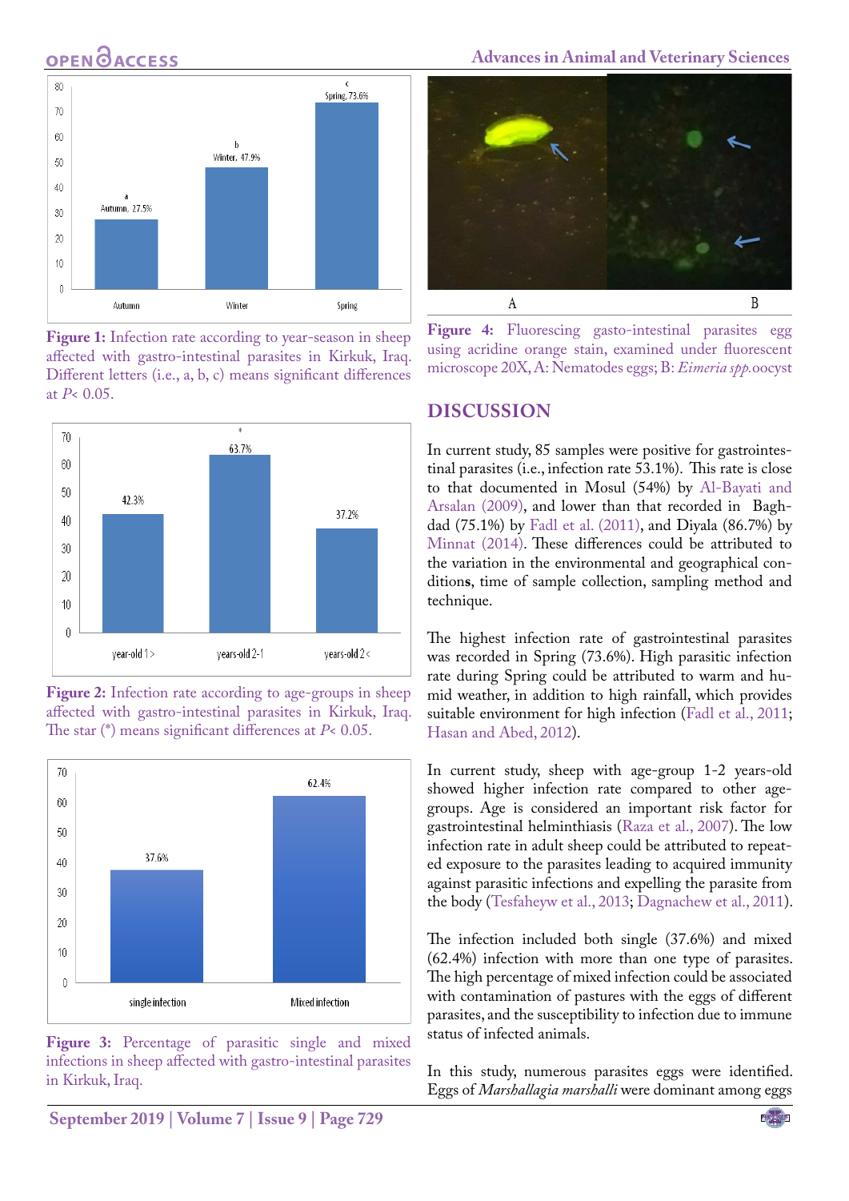Figure 1: Infection rate according to year-season in sheep affected with gastro-intestinal parasites in Kirkuk, Iraq. Different letters (i.e., a, b, c) means significant differences at $P< 0.05$.

Figure 2: Infection rate according to age-groups in sheep affected with gastro-intestinal parasites in Kirkuk, Iraq. The star (*) means significant differences at $P< 0.05$.

Figure 3: Percentage of parasitic single and mixed infections in sheep affected with gastro-intestinal parasites in Kirkuk, Iraq.

Figure 4: Fluorescing gasto-intestinal parasites egg using acridine orange stain, examined under fluorescent microscope 20X, A: Nematodes eggs; B: *Eimeria spp.* oocyst

## DISCUSSION

In current study, 85 samples were positive for gastrointestinal parasites (i.e., infection rate 53.1%). This rate is close to that documented in Mosul (54%) by Al-Bayati and Arsalan (2009), and lower than that recorded in Baghdad (75.1%) by Fadl et al. (2011), and Diyala (86.7%) by Minnat (2014). These differences could be attributed to the variation in the environmental and geographical conditions, time of sample collection, sampling method and technique.

The highest infection rate of gastrointestinal parasites was recorded in Spring (73.6%). High parasitic infection rate during Spring could be attributed to warm and humid weather, in addition to high rainfall, which provides suitable environment for high infection (Fadl et al., 2011; Hasan and Abed, 2012).

In current study, sheep with age-group 1-2 years-old showed higher infection rate compared to other age-groups. Age is considered an important risk factor for gastrointestinal helminthiasis (Raza et al., 2007). The low infection rate in adult sheep could be attributed to repeated exposure to the parasites leading to acquired immunity against parasitic infections and expelling the parasite from the body (Tesfaheyw et al., 2013; Dagnachew et al., 2011).

The infection included both single (37.6%) and mixed (62.4%) infection with more than one type of parasites. The high percentage of mixed infection could be associated with contamination of pastures with the eggs of different parasites, and the susceptibility to infection due to immune status of infected animals.

In this study, numerous parasites eggs were identified. Eggs of *Marshallagia marshalli* were dominant among eggs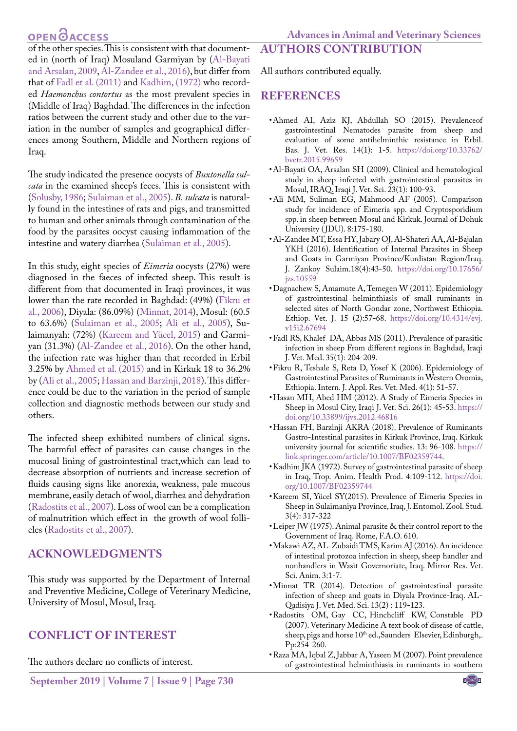of the other species. This is consistent with that documented in (north of Iraq) Mosuland Garmiyan by (Al-Bayati and Arsalan, 2009, Al-Zandee et al., 2016), but differ from that of Fadl et al. (2011) and Kadhim, (1972) who recorded *Haemonchus contortus* as the most prevalent species in (Middle of Iraq) Baghdad. The differences in the infection ratios between the current study and other due to the variation in the number of samples and geographical differences among Southern, Middle and Northern regions of Iraq.

The study indicated the presence oocysts of *Buxtonella sulcata* in the examined sheep's feces. This is consistent with (Solusby, 1986; Sulaiman et al., 2005). *B. sulcata* is naturally found in the intestines of rats and pigs, and transmitted to human and other animals through contamination of the food by the parasites oocyst causing inflammation of the intestine and watery diarrhea (Sulaiman et al., 2005).

In this study, eight species of *Eimeria* oocysts (27%) were diagnosed in the faeces of infected sheep. This result is different from that documented in Iraqi provinces, it was lower than the rate recorded in Baghdad: (49%) (Fikru et al., 2006), Diyala: (86.09%) (Minnat, 2014), Mosul: (60.5 to 63.6%) (Sulaiman et al., 2005; Ali et al., 2005), Sulaimanyah: (72%) (Kareem and Yücel, 2015) and Garmiyan (31.3%) (Al-Zandee et al., 2016). On the other hand, the infection rate was higher than that recorded in Erbil 3.25% by Ahmed et al. (2015) and in Kirkuk 18 to 36.2% by (Ali et al., 2005; Hassan and Barzinji, 2018). This difference could be due to the variation in the period of sample collection and diagnostic methods between our study and others.

The infected sheep exhibited numbers of clinical signs**.** The harmful effect of parasites can cause changes in the mucosal lining of gastrointestinal tract,which can lead to decrease absorption of nutrients and increase secretion of fluids causing signs like anorexia, weakness, pale mucous membrane, easily detach of wool, diarrhea and dehydration (Radostits et al., 2007). Loss of wool can be a complication of malnutrition which effect in the growth of wool follicles (Radostits et al., 2007).

## ACKNOWLEDGMENTS

This study was supported by the Department of Internal and Preventive Medicine**,** College of Veterinary Medicine, University of Mosul, Mosul, Iraq.

## CONFLICT OF INTEREST

The authors declare no conflicts of interest.

## AUTHORS CONTRIBUTION

All authors contributed equally.

## REFERENCES

- Ahmed AI, Aziz KJ, Abdullah SO (2015). Prevalenceof gastrointestinal Nematodes parasite from sheep and evaluation of some antihelminthic resistance in Erbil. Bas. J. Vet. Res. 14(1): 1-5. https://doi.org/10.33762/bvetr.2015.99659
- Al-Bayati OA, Arsalan SH (2009). Clinical and hematological study in sheep infected with gastrointestinal parasites in Mosul, IRAQ. Iraqi J. Vet. Sci. 23(1): 100-93.
- Ali MM, Suliman EG, Mahmood AF (2005). Comparison study for incidence of Eimeria spp. and Cryptosporidium spp. in sheep between Mosul and Kirkuk. Journal of Dohuk University (JDU). 8:175-180.
- Al-Zandee MT, Essa HY, Jabary OJ, Al-Shateri AA, Al-Bajalan YKH (2016). Identification of Internal Parasites in Sheep and Goats in Garmiyan Province/Kurdistan Region/Iraq. J. Zankoy Sulaim.18(4):43-50. https://doi.org/10.17656/jzs.10559
- Dagnachew S, Amamute A, Temegen W (2011). Epidemiology of gastrointestinal helminthiasis of small ruminants in selected sites of North Gondar zone, Northwest Ethiopia. Ethiop. Vet. J. 15 (2):57-68. https://doi.org/10.4314/evj.v15i2.67694
- Fadl RS, Khalef DA, Abbas MS (2011). Prevalence of parasitic infection in sheep From different regions in Baghdad, Iraqi J. Vet. Med. 35(1): 204-209.
- Fikru R, Teshale S, Reta D, Yosef K (2006). Epidemiology of Gastrointestinal Parasites of Ruminants in Western Oromia, Ethiopia. Intern. J. Appl. Res. Vet. Med. 4(1): 51-57.
- Hasan MH, Abed HM (2012). A Study of Eimeria Species in Sheep in Mosul City, Iraqi J. Vet. Sci. 26(1): 45-53. https://doi.org/10.33899/ijvs.2012.46816
- Hassan FH, Barzinji AKRA (2018). Prevalence of Ruminants Gastro-Intestinal parasites in Kirkuk Province, Iraq. Kirkuk university journal for scientific studies. 13: 96-108. https://link.springer.com/article/10.1007/BF02359744.
- Kadhim JKA (1972). Survey of gastrointestinal parasite of sheep in Iraq, Trop. Anim. Health Prod. 4:109-112. https://doi.org/10.1007/BF02359744
- Kareem SI, Yücel SY(2015). Prevalence of Eimeria Species in Sheep in Sulaimaniya Province, Iraq, J. Entomol. Zool. Stud. 3(4): 317-322
- Leiper JW (1975). Animal parasite & their control report to the Government of Iraq. Rome, F.A.O. 610.
- Makawi AZ, AL-Zubaidi TMS, Karim AJ (2016). An incidence of intestinal protozoa infection in sheep, sheep handler and nonhandlers in Wasit Governoriate, Iraq. Mirror Res. Vet. Sci. Anim. 3:1-7.
- Minnat TR (2014). Detection of gastrointestinal parasite infection of sheep and goats in Diyala Province-Iraq. AL-Qadisiya J. Vet. Med. Sci. 13(2) : 119-123.
- Radostits OM, Gay CC, Hinchcliff KW, Constable PD (2007). Veterinary Medicine A text book of disease of cattle, sheep, pigs and horse 10th ed., Saunders Elsevier, Edinburgh,. Pp:254-260.
- Raza MA, Iqbal Z, Jabbar A, Yaseen M (2007). Point prevalence of gastrointestinal helminthiasis in ruminants in southern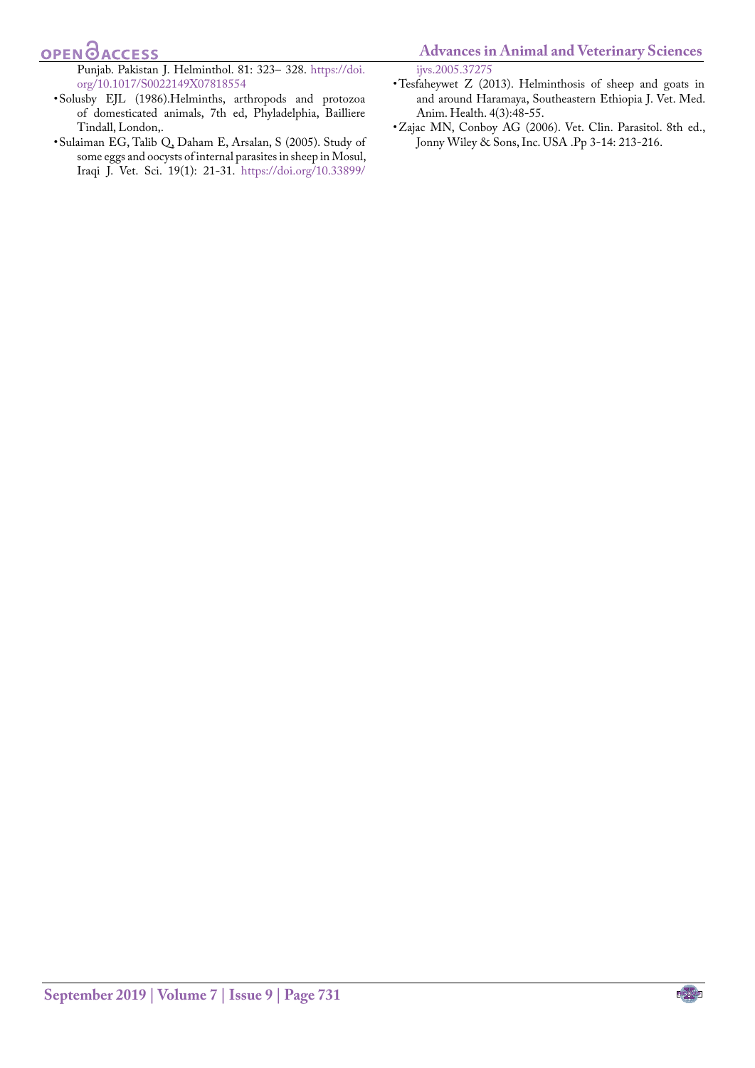Punjab. Pakistan J. Helminthol. 81: 323– 328. https://doi.org/10.1017/S0022149X07818554

- Solusby EJL (1986).Helminths, arthropods and protozoa of domesticated animals, 7th ed, Phyladelphia, Bailliere Tindall, London,.
- Sulaiman EG, Talib Q, Daham E, Arsalan, S (2005). Study of some eggs and oocysts of internal parasites in sheep in Mosul, Iraqi J. Vet. Sci. 19(1): 21-31. https://doi.org/10.33899/ijvs.2005.37275
- Tesfaheywet Z (2013). Helminthosis of sheep and goats in and around Haramaya, Southeastern Ethiopia J. Vet. Med. Anim. Health. 4(3):48-55.
- Zajac MN, Conboy AG (2006). Vet. Clin. Parasitol. 8th ed., Jonny Wiley & Sons, Inc. USA .Pp 3-14: 213-216.